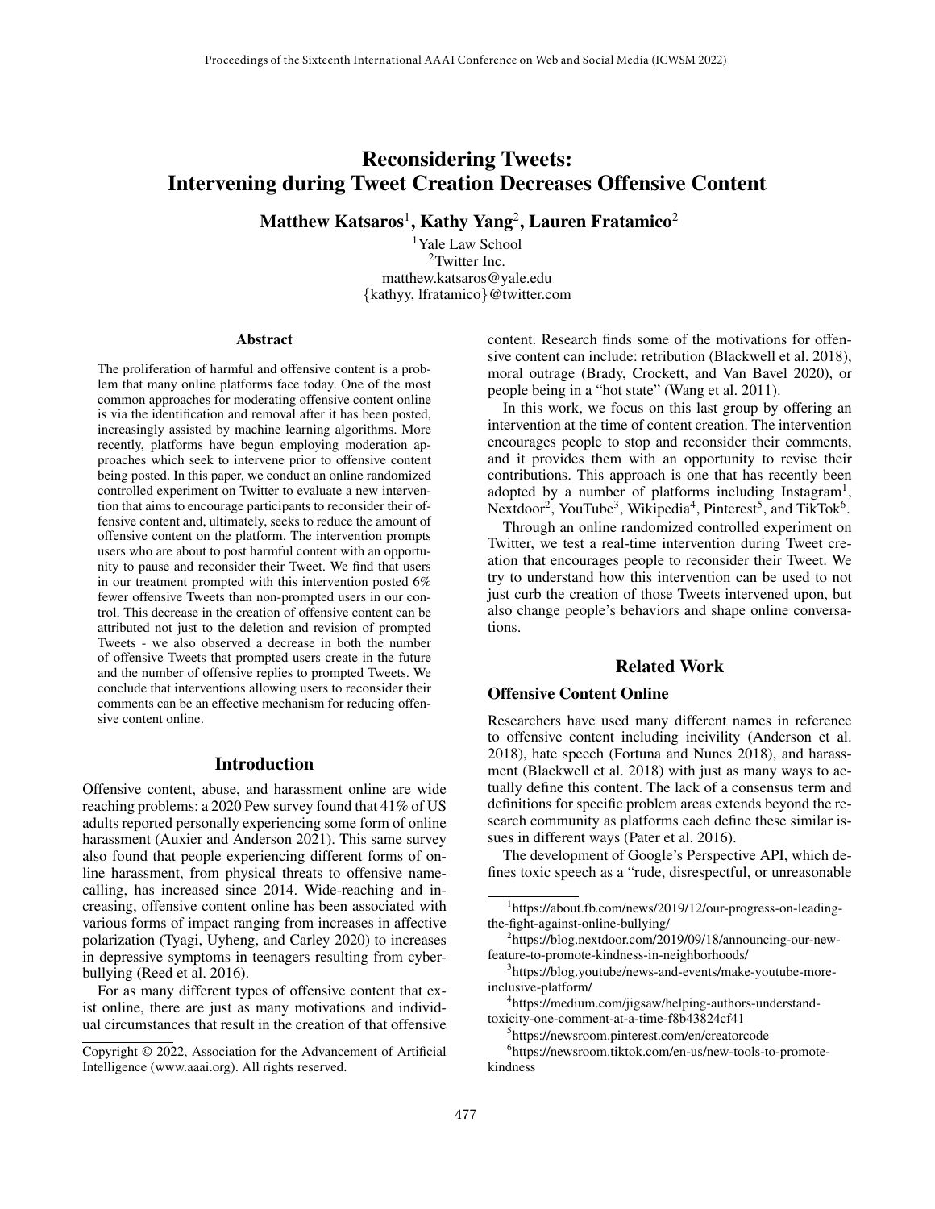# Reconsidering Tweets: Intervening during Tweet Creation Decreases Offensive Content

**Matthew Katsaros[1], Kathy Yang[2], Lauren Fratamico[2]**

[1]Yale Law School
[2]Twitter Inc.
matthew.katsaros@yale.edu
{kathyy, lfratamico}@twitter.com

## Abstract

The proliferation of harmful and offensive content is a problem that many online platforms face today. One of the most common approaches for moderating offensive content online is via the identification and removal after it has been posted, increasingly assisted by machine learning algorithms. More recently, platforms have begun employing moderation approaches which seek to intervene prior to offensive content being posted. In this paper, we conduct an online randomized controlled experiment on Twitter to evaluate a new intervention that aims to encourage participants to reconsider their offensive content and, ultimately, seeks to reduce the amount of offensive content on the platform. The intervention prompts users who are about to post harmful content with an opportunity to pause and reconsider their Tweet. We find that users in our treatment prompted with this intervention posted 6% fewer offensive Tweets than non-prompted users in our control. This decrease in the creation of offensive content can be attributed not just to the deletion and revision of prompted Tweets - we also observed a decrease in both the number of offensive Tweets that prompted users create in the future and the number of offensive replies to prompted Tweets. We conclude that interventions allowing users to reconsider their comments can be an effective mechanism for reducing offensive content online.

## Introduction

Offensive content, abuse, and harassment online are wide reaching problems: a 2020 Pew survey found that 41% of US adults reported personally experiencing some form of online harassment (Auxier and Anderson 2021). This same survey also found that people experiencing different forms of online harassment, from physical threats to offensive name-calling, has increased since 2014. Wide-reaching and increasing, offensive content online has been associated with various forms of impact ranging from increases in affective polarization (Tyagi, Uyheng, and Carley 2020) to increases in depressive symptoms in teenagers resulting from cyberbullying (Reed et al. 2016).

For as many different types of offensive content that exist online, there are just as many motivations and individual circumstances that result in the creation of that offensive content. Research finds some of the motivations for offensive content can include: retribution (Blackwell et al. 2018), moral outrage (Brady, Crockett, and Van Bavel 2020), or people being in a "hot state" (Wang et al. 2011).

In this work, we focus on this last group by offering an intervention at the time of content creation. The intervention encourages people to stop and reconsider their comments, and it provides them with an opportunity to revise their contributions. This approach is one that has recently been adopted by a number of platforms including Instagram[1], Nextdoor[2], YouTube[3], Wikipedia[4], Pinterest[5], and TikTok[6].

Through an online randomized controlled experiment on Twitter, we test a real-time intervention during Tweet creation that encourages people to reconsider their Tweet. We try to understand how this intervention can be used to not just curb the creation of those Tweets intervened upon, but also change people's behaviors and shape online conversations.

## Related Work

### Offensive Content Online

Researchers have used many different names in reference to offensive content including incivility (Anderson et al. 2018), hate speech (Fortuna and Nunes 2018), and harassment (Blackwell et al. 2018) with just as many ways to actually define this content. The lack of a consensus term and definitions for specific problem areas extends beyond the research community as platforms each define these similar issues in different ways (Pater et al. 2016).

The development of Google's Perspective API, which defines toxic speech as a "rude, disrespectful, or unreasonable

[1]https://about.fb.com/news/2019/12/our-progress-on-leading-the-fight-against-online-bullying/

[2]https://blog.nextdoor.com/2019/09/18/announcing-our-new-feature-to-promote-kindness-in-neighborhoods/

[3]https://blog.youtube/news-and-events/make-youtube-more-inclusive-platform/

[4]https://medium.com/jigsaw/helping-authors-understand-toxicity-one-comment-at-a-time-f8b43824cf41

[5]https://newsroom.pinterest.com/en/creatorcode

[6]https://newsroom.tiktok.com/en-us/new-tools-to-promote-kindness

Copyright © 2022, Association for the Advancement of Artificial Intelligence (www.aaai.org). All rights reserved.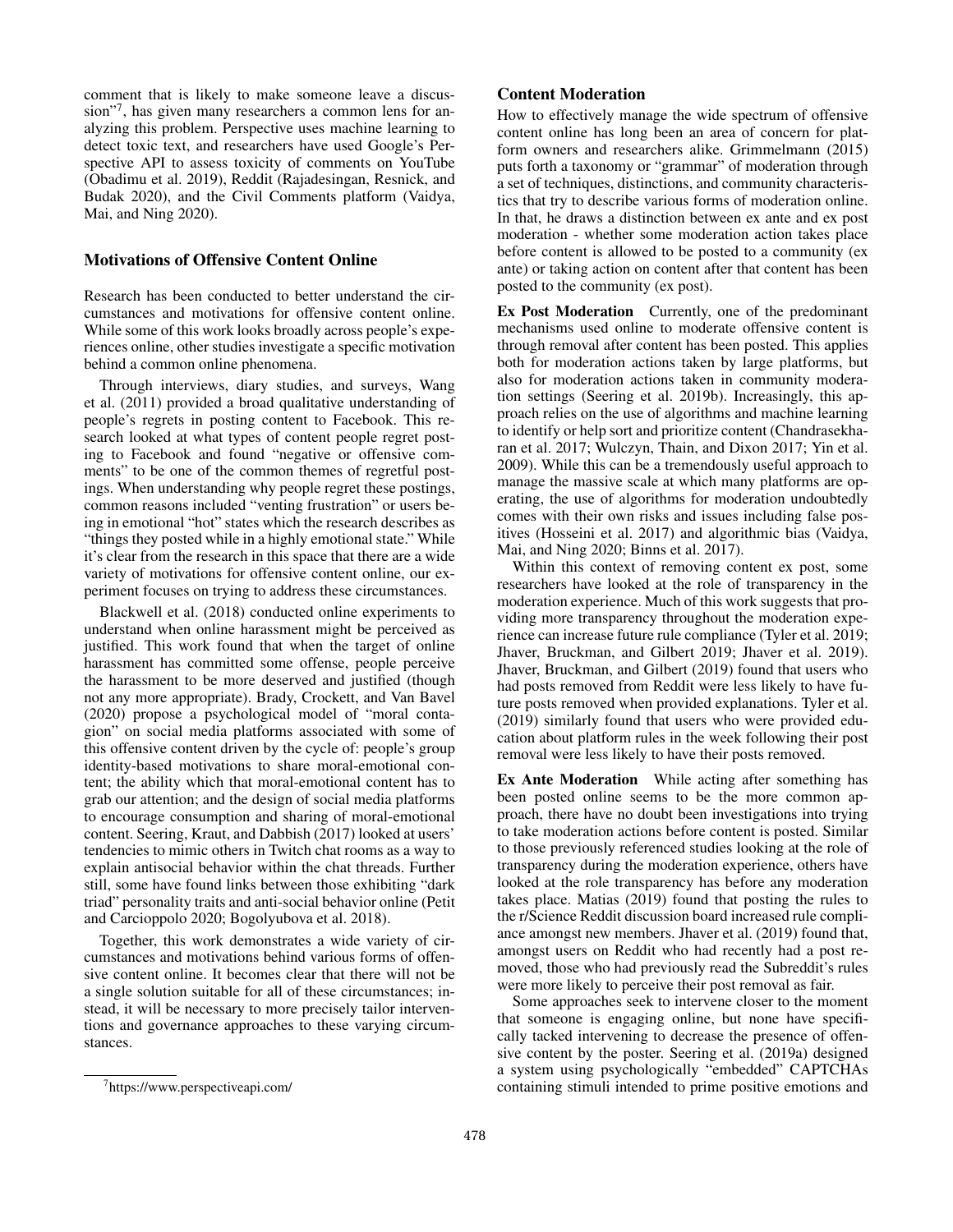comment that is likely to make someone leave a discussion"[7], has given many researchers a common lens for analyzing this problem. Perspective uses machine learning to detect toxic text, and researchers have used Google's Perspective API to assess toxicity of comments on YouTube (Obadimu et al. 2019), Reddit (Rajadesingan, Resnick, and Budak 2020), and the Civil Comments platform (Vaidya, Mai, and Ning 2020).

### Motivations of Offensive Content Online

Research has been conducted to better understand the circumstances and motivations for offensive content online. While some of this work looks broadly across people's experiences online, other studies investigate a specific motivation behind a common online phenomena.

Through interviews, diary studies, and surveys, Wang et al. (2011) provided a broad qualitative understanding of people's regrets in posting content to Facebook. This research looked at what types of content people regret posting to Facebook and found "negative or offensive comments" to be one of the common themes of regretful postings. When understanding why people regret these postings, common reasons included "venting frustration" or users being in emotional "hot" states which the research describes as "things they posted while in a highly emotional state." While it's clear from the research in this space that there are a wide variety of motivations for offensive content online, our experiment focuses on trying to address these circumstances.

Blackwell et al. (2018) conducted online experiments to understand when online harassment might be perceived as justified. This work found that when the target of online harassment has committed some offense, people perceive the harassment to be more deserved and justified (though not any more appropriate). Brady, Crockett, and Van Bavel (2020) propose a psychological model of "moral contagion" on social media platforms associated with some of this offensive content driven by the cycle of: people's group identity-based motivations to share moral-emotional content; the ability which that moral-emotional content has to grab our attention; and the design of social media platforms to encourage consumption and sharing of moral-emotional content. Seering, Kraut, and Dabbish (2017) looked at users' tendencies to mimic others in Twitch chat rooms as a way to explain antisocial behavior within the chat threads. Further still, some have found links between those exhibiting "dark triad" personality traits and anti-social behavior online (Petit and Carcioppolo 2020; Bogolyubova et al. 2018).

Together, this work demonstrates a wide variety of circumstances and motivations behind various forms of offensive content online. It becomes clear that there will not be a single solution suitable for all of these circumstances; instead, it will be necessary to more precisely tailor interventions and governance approaches to these varying circumstances.

[7] https://www.perspectiveapi.com/

### Content Moderation

How to effectively manage the wide spectrum of offensive content online has long been an area of concern for platform owners and researchers alike. Grimmelmann (2015) puts forth a taxonomy or "grammar" of moderation through a set of techniques, distinctions, and community characteristics that try to describe various forms of moderation online. In that, he draws a distinction between ex ante and ex post moderation - whether some moderation action takes place before content is allowed to be posted to a community (ex ante) or taking action on content after that content has been posted to the community (ex post).

**Ex Post Moderation** Currently, one of the predominant mechanisms used online to moderate offensive content is through removal after content has been posted. This applies both for moderation actions taken by large platforms, but also for moderation actions taken in community moderation settings (Seering et al. 2019b). Increasingly, this approach relies on the use of algorithms and machine learning to identify or help sort and prioritize content (Chandrasekharan et al. 2017; Wulczyn, Thain, and Dixon 2017; Yin et al. 2009). While this can be a tremendously useful approach to manage the massive scale at which many platforms are operating, the use of algorithms for moderation undoubtedly comes with their own risks and issues including false positives (Hosseini et al. 2017) and algorithmic bias (Vaidya, Mai, and Ning 2020; Binns et al. 2017).

Within this context of removing content ex post, some researchers have looked at the role of transparency in the moderation experience. Much of this work suggests that providing more transparency throughout the moderation experience can increase future rule compliance (Tyler et al. 2019; Jhaver, Bruckman, and Gilbert 2019; Jhaver et al. 2019). Jhaver, Bruckman, and Gilbert (2019) found that users who had posts removed from Reddit were less likely to have future posts removed when provided explanations. Tyler et al. (2019) similarly found that users who were provided education about platform rules in the week following their post removal were less likely to have their posts removed.

**Ex Ante Moderation** While acting after something has been posted online seems to be the more common approach, there have no doubt been investigations into trying to take moderation actions before content is posted. Similar to those previously referenced studies looking at the role of transparency during the moderation experience, others have looked at the role transparency has before any moderation takes place. Matias (2019) found that posting the rules to the r/Science Reddit discussion board increased rule compliance amongst new members. Jhaver et al. (2019) found that, amongst users on Reddit who had recently had a post removed, those who had previously read the Subreddit's rules were more likely to perceive their post removal as fair.

Some approaches seek to intervene closer to the moment that someone is engaging online, but none have specifically tacked intervening to decrease the presence of offensive content by the poster. Seering et al. (2019a) designed a system using psychologically "embedded" CAPTCHAs containing stimuli intended to prime positive emotions and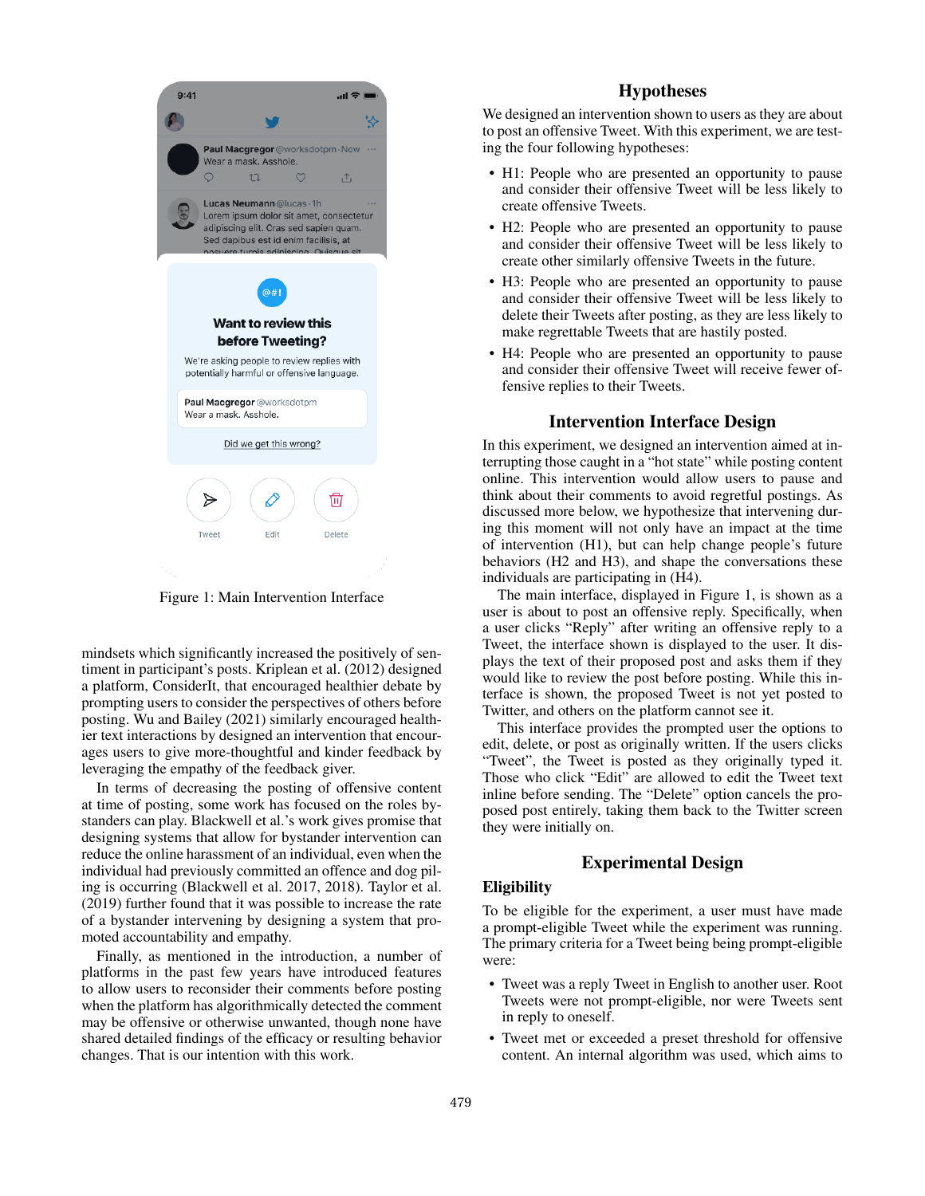Figure 1: Main Intervention Interface

mindsets which significantly increased the positively of sentiment in participant's posts. Kriplean et al. (2012) designed a platform, ConsiderIt, that encouraged healthier debate by prompting users to consider the perspectives of others before posting. Wu and Bailey (2021) similarly encouraged healthier text interactions by designed an intervention that encourages users to give more-thoughtful and kinder feedback by leveraging the empathy of the feedback giver.

In terms of decreasing the posting of offensive content at time of posting, some work has focused on the roles bystanders can play. Blackwell et al.'s work gives promise that designing systems that allow for bystander intervention can reduce the online harassment of an individual, even when the individual had previously committed an offence and dog piling is occurring (Blackwell et al. 2017, 2018). Taylor et al. (2019) further found that it was possible to increase the rate of a bystander intervening by designing a system that promoted accountability and empathy.

Finally, as mentioned in the introduction, a number of platforms in the past few years have introduced features to allow users to reconsider their comments before posting when the platform has algorithmically detected the comment may be offensive or otherwise unwanted, though none have shared detailed findings of the efficacy or resulting behavior changes. That is our intention with this work.

## Hypotheses

We designed an intervention shown to users as they are about to post an offensive Tweet. With this experiment, we are testing the four following hypotheses:

- H1: People who are presented an opportunity to pause and consider their offensive Tweet will be less likely to create offensive Tweets.
- H2: People who are presented an opportunity to pause and consider their offensive Tweet will be less likely to create other similarly offensive Tweets in the future.
- H3: People who are presented an opportunity to pause and consider their offensive Tweet will be less likely to delete their Tweets after posting, as they are less likely to make regrettable Tweets that are hastily posted.
- H4: People who are presented an opportunity to pause and consider their offensive Tweet will receive fewer offensive replies to their Tweets.

## Intervention Interface Design

In this experiment, we designed an intervention aimed at interrupting those caught in a "hot state" while posting content online. This intervention would allow users to pause and think about their comments to avoid regretful postings. As discussed more below, we hypothesize that intervening during this moment will not only have an impact at the time of intervention (H1), but can help change people's future behaviors (H2 and H3), and shape the conversations these individuals are participating in (H4).

The main interface, displayed in Figure 1, is shown as a user is about to post an offensive reply. Specifically, when a user clicks "Reply" after writing an offensive reply to a Tweet, the interface shown is displayed to the user. It displays the text of their proposed post and asks them if they would like to review the post before posting. While this interface is shown, the proposed Tweet is not yet posted to Twitter, and others on the platform cannot see it.

This interface provides the prompted user the options to edit, delete, or post as originally written. If the users clicks "Tweet", the Tweet is posted as they originally typed it. Those who click "Edit" are allowed to edit the Tweet text inline before sending. The "Delete" option cancels the proposed post entirely, taking them back to the Twitter screen they were initially on.

## Experimental Design

### Eligibility

To be eligible for the experiment, a user must have made a prompt-eligible Tweet while the experiment was running. The primary criteria for a Tweet being being prompt-eligible were:

- Tweet was a reply Tweet in English to another user. Root Tweets were not prompt-eligible, nor were Tweets sent in reply to oneself.
- Tweet met or exceeded a preset threshold for offensive content. An internal algorithm was used, which aims to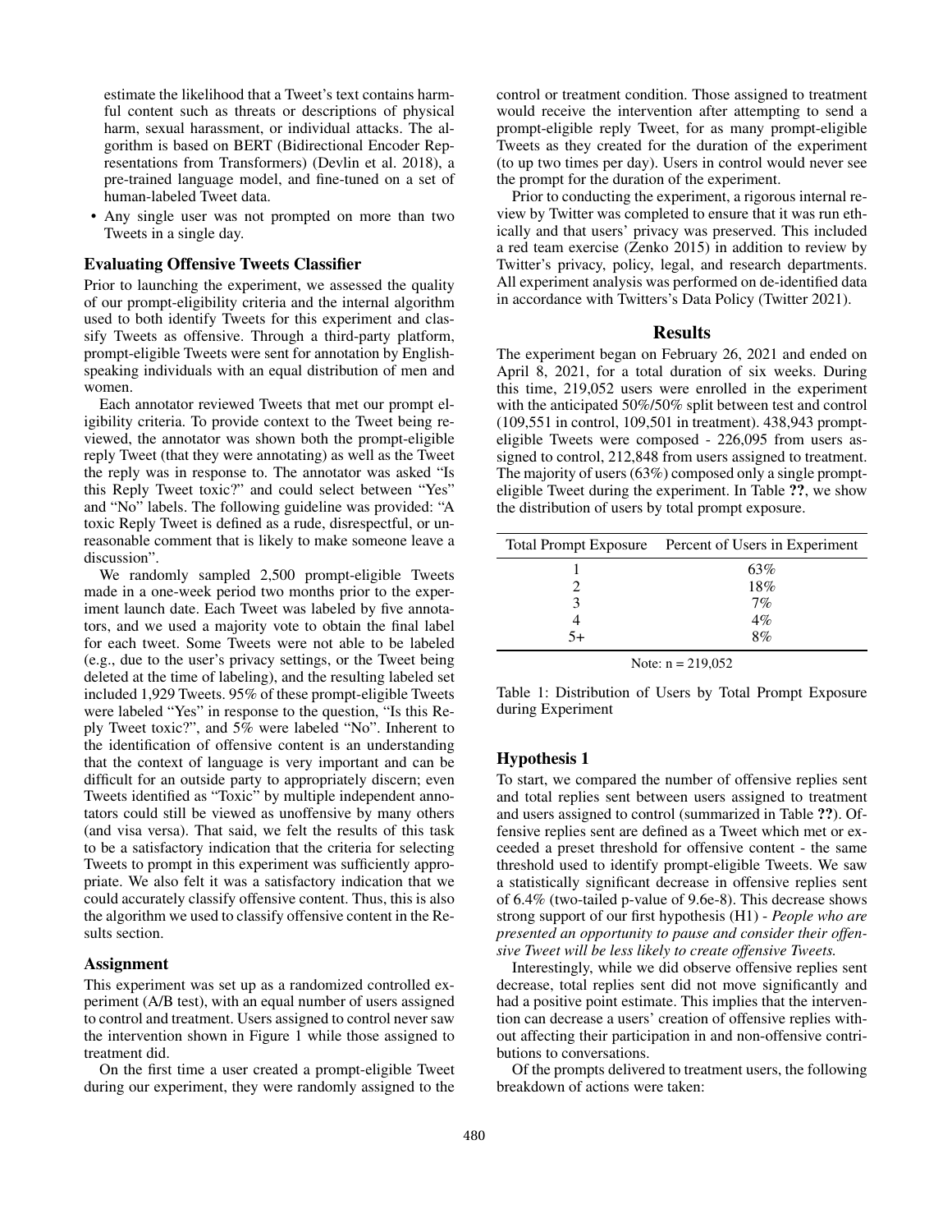estimate the likelihood that a Tweet's text contains harmful content such as threats or descriptions of physical harm, sexual harassment, or individual attacks. The algorithm is based on BERT (Bidirectional Encoder Representations from Transformers) (Devlin et al. 2018), a pre-trained language model, and fine-tuned on a set of human-labeled Tweet data.

- Any single user was not prompted on more than two Tweets in a single day.

### Evaluating Offensive Tweets Classifier

Prior to launching the experiment, we assessed the quality of our prompt-eligibility criteria and the internal algorithm used to both identify Tweets for this experiment and classify Tweets as offensive. Through a third-party platform, prompt-eligible Tweets were sent for annotation by English-speaking individuals with an equal distribution of men and women.

Each annotator reviewed Tweets that met our prompt eligibility criteria. To provide context to the Tweet being reviewed, the annotator was shown both the prompt-eligible reply Tweet (that they were annotating) as well as the Tweet the reply was in response to. The annotator was asked "Is this Reply Tweet toxic?" and could select between "Yes" and "No" labels. The following guideline was provided: "A toxic Reply Tweet is defined as a rude, disrespectful, or unreasonable comment that is likely to make someone leave a discussion".

We randomly sampled 2,500 prompt-eligible Tweets made in a one-week period two months prior to the experiment launch date. Each Tweet was labeled by five annotators, and we used a majority vote to obtain the final label for each tweet. Some Tweets were not able to be labeled (e.g., due to the user's privacy settings, or the Tweet being deleted at the time of labeling), and the resulting labeled set included 1,929 Tweets. 95% of these prompt-eligible Tweets were labeled "Yes" in response to the question, "Is this Reply Tweet toxic?", and 5% were labeled "No". Inherent to the identification of offensive content is an understanding that the context of language is very important and can be difficult for an outside party to appropriately discern; even Tweets identified as "Toxic" by multiple independent annotators could still be viewed as unoffensive by many others (and visa versa). That said, we felt the results of this task to be a satisfactory indication that the criteria for selecting Tweets to prompt in this experiment was sufficiently appropriate. We also felt it was a satisfactory indication that we could accurately classify offensive content. Thus, this is also the algorithm we used to classify offensive content in the Results section.

### Assignment

This experiment was set up as a randomized controlled experiment (A/B test), with an equal number of users assigned to control and treatment. Users assigned to control never saw the intervention shown in Figure 1 while those assigned to treatment did.

On the first time a user created a prompt-eligible Tweet during our experiment, they were randomly assigned to the control or treatment condition. Those assigned to treatment would receive the intervention after attempting to send a prompt-eligible reply Tweet, for as many prompt-eligible Tweets as they created for the duration of the experiment (to up two times per day). Users in control would never see the prompt for the duration of the experiment.

Prior to conducting the experiment, a rigorous internal review by Twitter was completed to ensure that it was run ethically and that users' privacy was preserved. This included a red team exercise (Zenko 2015) in addition to review by Twitter's privacy, policy, legal, and research departments. All experiment analysis was performed on de-identified data in accordance with Twitters's Data Policy (Twitter 2021).

## Results

The experiment began on February 26, 2021 and ended on April 8, 2021, for a total duration of six weeks. During this time, 219,052 users were enrolled in the experiment with the anticipated 50%/50% split between test and control (109,551 in control, 109,501 in treatment). 438,943 prompt-eligible Tweets were composed - 226,095 from users assigned to control, 212,848 from users assigned to treatment. The majority of users (63%) composed only a single prompt-eligible Tweet during the experiment. In Table ??, we show the distribution of users by total prompt exposure.

| Total Prompt Exposure | Percent of Users in Experiment |
|---|---|
| 1 | 63% |
| 2 | 18% |
| 3 | 7% |
| 4 | 4% |
| 5+ | 8% |

Note: n = 219,052

Table 1: Distribution of Users by Total Prompt Exposure during Experiment

### Hypothesis 1

To start, we compared the number of offensive replies sent and total replies sent between users assigned to treatment and users assigned to control (summarized in Table ??). Offensive replies sent are defined as a Tweet which met or exceeded a preset threshold for offensive content - the same threshold used to identify prompt-eligible Tweets. We saw a statistically significant decrease in offensive replies sent of 6.4% (two-tailed p-value of 9.6e-8). This decrease shows strong support of our first hypothesis (H1) - *People who are presented an opportunity to pause and consider their offensive Tweet will be less likely to create offensive Tweets.*

Interestingly, while we did observe offensive replies sent decrease, total replies sent did not move significantly and had a positive point estimate. This implies that the intervention can decrease a users' creation of offensive replies without affecting their participation in and non-offensive contributions to conversations.

Of the prompts delivered to treatment users, the following breakdown of actions were taken: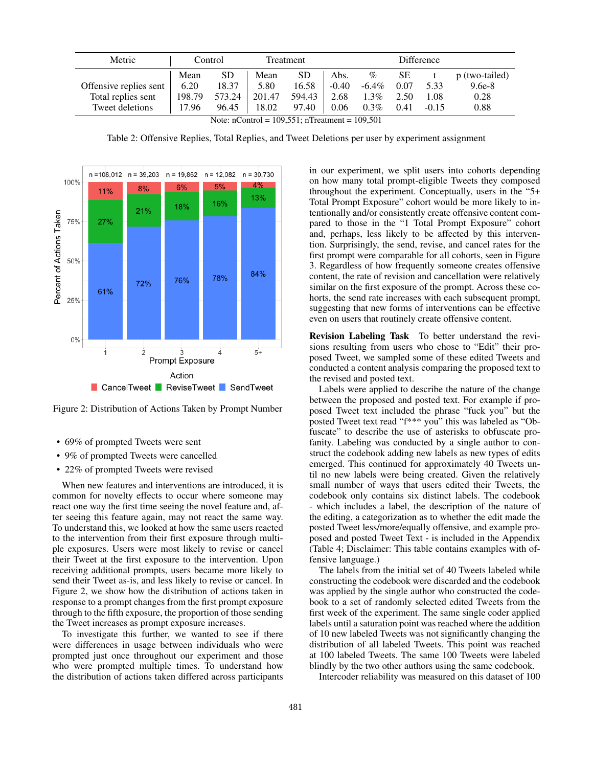| Metric | Control | | Treatment | | Difference | | | | |
|---|---|---|---|---|---|---|---|---|---|
| | Mean | SD | Mean | SD | Abs. | % | SE | t | p (two-tailed) |
| Offensive replies sent | 6.20 | 18.37 | 5.80 | 16.58 | -0.40 | -6.4% | 0.07 | 5.33 | 9.6e-8 |
| Total replies sent | 198.79 | 573.24 | 201.47 | 594.43 | 2.68 | 1.3% | 2.50 | 1.08 | 0.28 |
| Tweet deletions | 17.96 | 96.45 | 18.02 | 97.40 | 0.06 | 0.3% | 0.41 | -0.15 | 0.88 |

Note: nControl = 109,551; nTreatment = 109,501

Table 2: Offensive Replies, Total Replies, and Tweet Deletions per user by experiment assignment

Figure 2: Distribution of Actions Taken by Prompt Number

- 69% of prompted Tweets were sent
- 9% of prompted Tweets were cancelled
- 22% of prompted Tweets were revised

When new features and interventions are introduced, it is common for novelty effects to occur where someone may react one way the first time seeing the novel feature and, after seeing this feature again, may not react the same way. To understand this, we looked at how the same users reacted to the intervention from their first exposure through multiple exposures. Users were most likely to revise or cancel their Tweet at the first exposure to the intervention. Upon receiving additional prompts, users became more likely to send their Tweet as-is, and less likely to revise or cancel. In Figure 2, we show how the distribution of actions taken in response to a prompt changes from the first prompt exposure through to the fifth exposure, the proportion of those sending the Tweet increases as prompt exposure increases.

To investigate this further, we wanted to see if there were differences in usage between individuals who were prompted just once throughout our experiment and those who were prompted multiple times. To understand how the distribution of actions taken differed across participants in our experiment, we split users into cohorts depending on how many total prompt-eligible Tweets they composed throughout the experiment. Conceptually, users in the "5+ Total Prompt Exposure" cohort would be more likely to intentionally and/or consistently create offensive content compared to those in the "1 Total Prompt Exposure" cohort and, perhaps, less likely to be affected by this intervention. Surprisingly, the send, revise, and cancel rates for the first prompt were comparable for all cohorts, seen in Figure 3. Regardless of how frequently someone creates offensive content, the rate of revision and cancellation were relatively similar on the first exposure of the prompt. Across these cohorts, the send rate increases with each subsequent prompt, suggesting that new forms of interventions can be effective even on users that routinely create offensive content.

**Revision Labeling Task** To better understand the revisions resulting from users who chose to "Edit" their proposed Tweet, we sampled some of these edited Tweets and conducted a content analysis comparing the proposed text to the revised and posted text.

Labels were applied to describe the nature of the change between the proposed and posted text. For example if proposed Tweet text included the phrase "fuck you" but the posted Tweet text read "f*** you" this was labeled as "Obfuscate" to describe the use of asterisks to obfuscate profanity. Labeling was conducted by a single author to construct the codebook adding new labels as new types of edits emerged. This continued for approximately 40 Tweets until no new labels were being created. Given the relatively small number of ways that users edited their Tweets, the codebook only contains six distinct labels. The codebook - which includes a label, the description of the nature of the editing, a categorization as to whether the edit made the posted Tweet less/more/equally offensive, and example proposed and posted Tweet Text - is included in the Appendix (Table 4; Disclaimer: This table contains examples with offensive language.)

The labels from the initial set of 40 Tweets labeled while constructing the codebook were discarded and the codebook was applied by the single author who constructed the codebook to a set of randomly selected edited Tweets from the first week of the experiment. The same single coder applied labels until a saturation point was reached where the addition of 10 new labeled Tweets was not significantly changing the distribution of all labeled Tweets. This point was reached at 100 labeled Tweets. The same 100 Tweets were labeled blindly by the two other authors using the same codebook.

Intercoder reliability was measured on this dataset of 100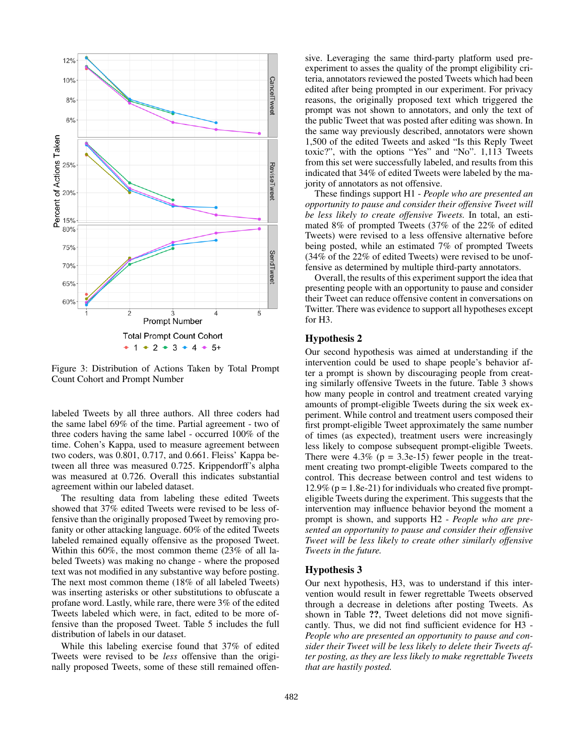Figure 3: Distribution of Actions Taken by Total Prompt Count Cohort and Prompt Number

labeled Tweets by all three authors. All three coders had the same label 69% of the time. Partial agreement - two of three coders having the same label - occurred 100% of the time. Cohen's Kappa, used to measure agreement between two coders, was 0.801, 0.717, and 0.661. Fleiss' Kappa between all three was measured 0.725. Krippendorff's alpha was measured at 0.726. Overall this indicates substantial agreement within our labeled dataset.

The resulting data from labeling these edited Tweets showed that 37% edited Tweets were revised to be less offensive than the originally proposed Tweet by removing profanity or other attacking language. 60% of the edited Tweets labeled remained equally offensive as the proposed Tweet. Within this 60%, the most common theme (23% of all labeled Tweets) was making no change - where the proposed text was not modified in any substantive way before posting. The next most common theme (18% of all labeled Tweets) was inserting asterisks or other substitutions to obfuscate a profane word. Lastly, while rare, there were 3% of the edited Tweets labeled which were, in fact, edited to be more offensive than the proposed Tweet. Table 5 includes the full distribution of labels in our dataset.

While this labeling exercise found that 37% of edited Tweets were revised to be *less* offensive than the originally proposed Tweets, some of these still remained offensive. Leveraging the same third-party platform used pre-experiment to asses the quality of the prompt eligibility criteria, annotators reviewed the posted Tweets which had been edited after being prompted in our experiment. For privacy reasons, the originally proposed text which triggered the prompt was not shown to annotators, and only the text of the public Tweet that was posted after editing was shown. In the same way previously described, annotators were shown 1,500 of the edited Tweets and asked "Is this Reply Tweet toxic?", with the options "Yes" and "No". 1,113 Tweets from this set were successfully labeled, and results from this indicated that 34% of edited Tweets were labeled by the majority of annotators as not offensive.

These findings support H1 - *People who are presented an opportunity to pause and consider their offensive Tweet will be less likely to create offensive Tweets.* In total, an estimated 8% of prompted Tweets (37% of the 22% of edited Tweets) were revised to a less offensive alternative before being posted, while an estimated 7% of prompted Tweets (34% of the 22% of edited Tweets) were revised to be unoffensive as determined by multiple third-party annotators.

Overall, the results of this experiment support the idea that presenting people with an opportunity to pause and consider their Tweet can reduce offensive content in conversations on Twitter. There was evidence to support all hypotheses except for H3.

## Hypothesis 2

Our second hypothesis was aimed at understanding if the intervention could be used to shape people's behavior after a prompt is shown by discouraging people from creating similarly offensive Tweets in the future. Table 3 shows how many people in control and treatment created varying amounts of prompt-eligible Tweets during the six week experiment. While control and treatment users composed their first prompt-eligible Tweet approximately the same number of times (as expected), treatment users were increasingly less likely to compose subsequent prompt-eligible Tweets. There were 4.3% ($p = 3.3e\text{-}15$) fewer people in the treatment creating two prompt-eligible Tweets compared to the control. This decrease between control and test widens to 12.9% ($p = 1.8e\text{-}21$) for individuals who created five prompt-eligible Tweets during the experiment. This suggests that the intervention may influence behavior beyond the moment a prompt is shown, and supports H2 - *People who are presented an opportunity to pause and consider their offensive Tweet will be less likely to create other similarly offensive Tweets in the future.*

## Hypothesis 3

Our next hypothesis, H3, was to understand if this intervention would result in fewer regrettable Tweets observed through a decrease in deletions after posting Tweets. As shown in Table **??**, Tweet deletions did not move significantly. Thus, we did not find sufficient evidence for H3 - *People who are presented an opportunity to pause and consider their Tweet will be less likely to delete their Tweets after posting, as they are less likely to make regrettable Tweets that are hastily posted.*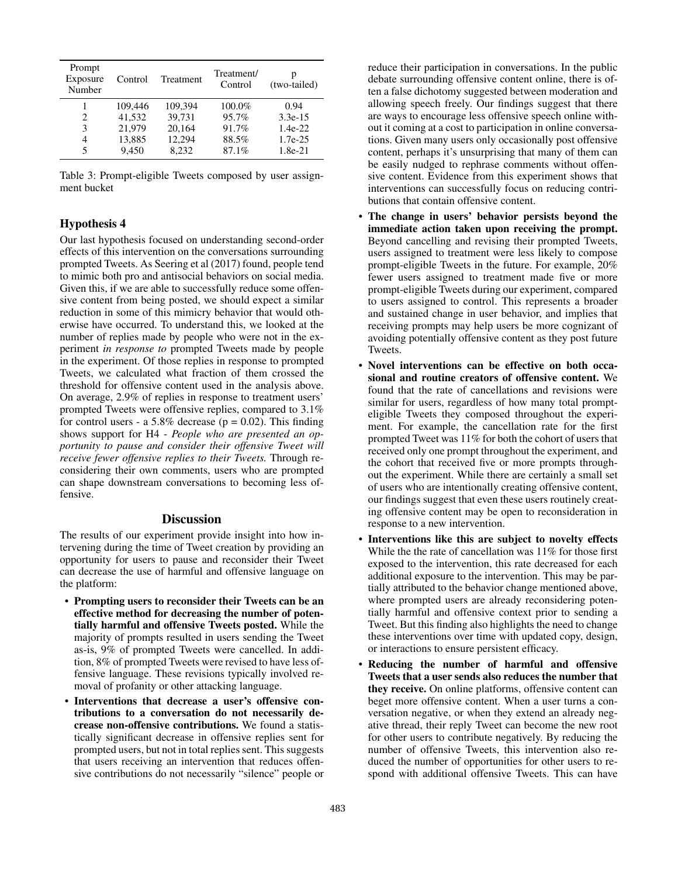| Prompt Exposure Number | Control | Treatment | Treatment/ Control | p (two-tailed) |
|---|---|---|---|---|
| 1 | 109,446 | 109,394 | 100.0% | 0.94 |
| 2 | 41,532 | 39,731 | 95.7% | 3.3e-15 |
| 3 | 21,979 | 20,164 | 91.7% | 1.4e-22 |
| 4 | 13,885 | 12,294 | 88.5% | 1.7e-25 |
| 5 | 9,450 | 8,232 | 87.1% | 1.8e-21 |

Table 3: Prompt-eligible Tweets composed by user assignment bucket

### Hypothesis 4

Our last hypothesis focused on understanding second-order effects of this intervention on the conversations surrounding prompted Tweets. As Seering et al (2017) found, people tend to mimic both pro and antisocial behaviors on social media. Given this, if we are able to successfully reduce some offensive content from being posted, we should expect a similar reduction in some of this mimicry behavior that would otherwise have occurred. To understand this, we looked at the number of replies made by people who were not in the experiment *in response to* prompted Tweets made by people in the experiment. Of those replies in response to prompted Tweets, we calculated what fraction of them crossed the threshold for offensive content used in the analysis above. On average, 2.9% of replies in response to treatment users' prompted Tweets were offensive replies, compared to 3.1% for control users - a 5.8% decrease (p = 0.02). This finding shows support for H4 - *People who are presented an opportunity to pause and consider their offensive Tweet will receive fewer offensive replies to their Tweets.* Through reconsidering their own comments, users who are prompted can shape downstream conversations to becoming less offensive.

## Discussion

The results of our experiment provide insight into how intervening during the time of Tweet creation by providing an opportunity for users to pause and reconsider their Tweet can decrease the use of harmful and offensive language on the platform:

- **Prompting users to reconsider their Tweets can be an effective method for decreasing the number of potentially harmful and offensive Tweets posted.** While the majority of prompts resulted in users sending the Tweet as-is, 9% of prompted Tweets were cancelled. In addition, 8% of prompted Tweets were revised to have less offensive language. These revisions typically involved removal of profanity or other attacking language.
- **Interventions that decrease a user's offensive contributions to a conversation do not necessarily decrease non-offensive contributions.** We found a statistically significant decrease in offensive replies sent for prompted users, but not in total replies sent. This suggests that users receiving an intervention that reduces offensive contributions do not necessarily "silence" people or reduce their participation in conversations. In the public debate surrounding offensive content online, there is often a false dichotomy suggested between moderation and allowing speech freely. Our findings suggest that there are ways to encourage less offensive speech online without it coming at a cost to participation in online conversations. Given many users only occasionally post offensive content, perhaps it's unsurprising that many of them can be easily nudged to rephrase comments without offensive content. Evidence from this experiment shows that interventions can successfully focus on reducing contributions that contain offensive content.
- **The change in users' behavior persists beyond the immediate action taken upon receiving the prompt.** Beyond cancelling and revising their prompted Tweets, users assigned to treatment were less likely to compose prompt-eligible Tweets in the future. For example, 20% fewer users assigned to treatment made five or more prompt-eligible Tweets during our experiment, compared to users assigned to control. This represents a broader and sustained change in user behavior, and implies that receiving prompts may help users be more cognizant of avoiding potentially offensive content as they post future Tweets.
- **Novel interventions can be effective on both occasional and routine creators of offensive content.** We found that the rate of cancellations and revisions were similar for users, regardless of how many total prompt-eligible Tweets they composed throughout the experiment. For example, the cancellation rate for the first prompted Tweet was 11% for both the cohort of users that received only one prompt throughout the experiment, and the cohort that received five or more prompts throughout the experiment. While there are certainly a small set of users who are intentionally creating offensive content, our findings suggest that even these users routinely creating offensive content may be open to reconsideration in response to a new intervention.
- **Interventions like this are subject to novelty effects** While the the rate of cancellation was 11% for those first exposed to the intervention, this rate decreased for each additional exposure to the intervention. This may be partially attributed to the behavior change mentioned above, where prompted users are already reconsidering potentially harmful and offensive context prior to sending a Tweet. But this finding also highlights the need to change these interventions over time with updated copy, design, or interactions to ensure persistent efficacy.
- **Reducing the number of harmful and offensive Tweets that a user sends also reduces the number that they receive.** On online platforms, offensive content can beget more offensive content. When a user turns a conversation negative, or when they extend an already negative thread, their reply Tweet can become the new root for other users to contribute negatively. By reducing the number of offensive Tweets, this intervention also reduced the number of opportunities for other users to respond with additional offensive Tweets. This can have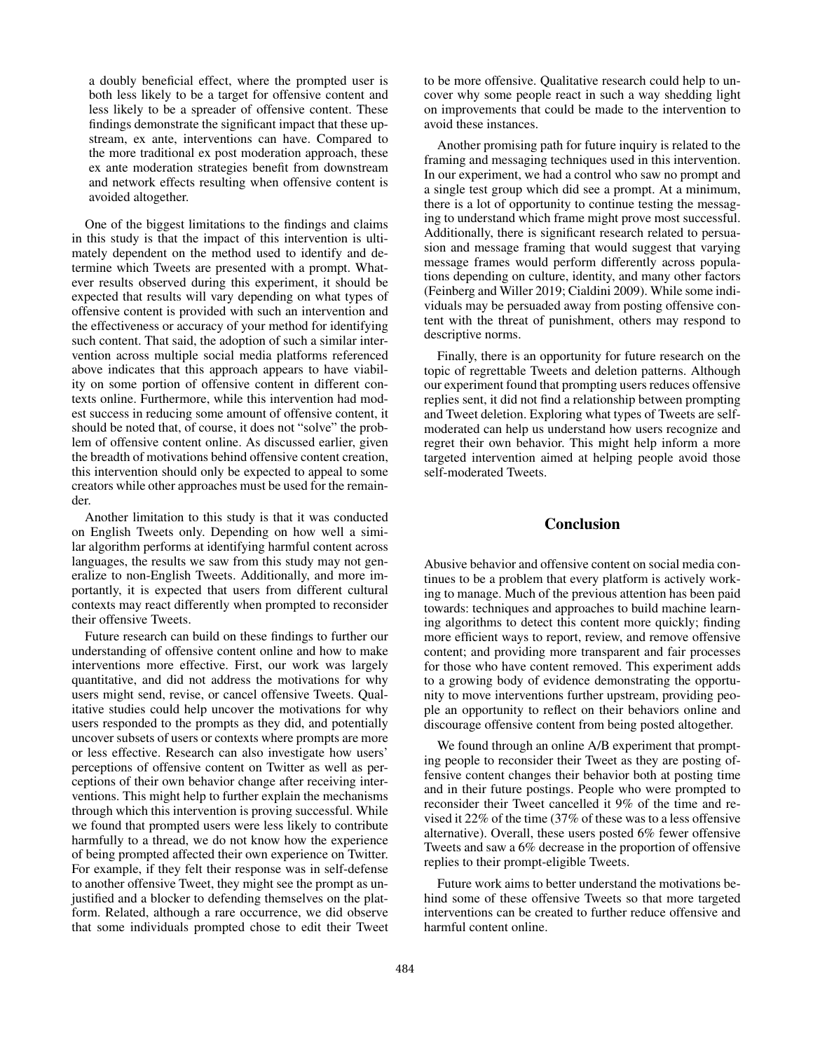a doubly beneficial effect, where the prompted user is both less likely to be a target for offensive content and less likely to be a spreader of offensive content. These findings demonstrate the significant impact that these upstream, ex ante, interventions can have. Compared to the more traditional ex post moderation approach, these ex ante moderation strategies benefit from downstream and network effects resulting when offensive content is avoided altogether.

One of the biggest limitations to the findings and claims in this study is that the impact of this intervention is ultimately dependent on the method used to identify and determine which Tweets are presented with a prompt. Whatever results observed during this experiment, it should be expected that results will vary depending on what types of offensive content is provided with such an intervention and the effectiveness or accuracy of your method for identifying such content. That said, the adoption of such a similar intervention across multiple social media platforms referenced above indicates that this approach appears to have viability on some portion of offensive content in different contexts online. Furthermore, while this intervention had modest success in reducing some amount of offensive content, it should be noted that, of course, it does not "solve" the problem of offensive content online. As discussed earlier, given the breadth of motivations behind offensive content creation, this intervention should only be expected to appeal to some creators while other approaches must be used for the remainder.

Another limitation to this study is that it was conducted on English Tweets only. Depending on how well a similar algorithm performs at identifying harmful content across languages, the results we saw from this study may not generalize to non-English Tweets. Additionally, and more importantly, it is expected that users from different cultural contexts may react differently when prompted to reconsider their offensive Tweets.

Future research can build on these findings to further our understanding of offensive content online and how to make interventions more effective. First, our work was largely quantitative, and did not address the motivations for why users might send, revise, or cancel offensive Tweets. Qualitative studies could help uncover the motivations for why users responded to the prompts as they did, and potentially uncover subsets of users or contexts where prompts are more or less effective. Research can also investigate how users' perceptions of offensive content on Twitter as well as perceptions of their own behavior change after receiving interventions. This might help to further explain the mechanisms through which this intervention is proving successful. While we found that prompted users were less likely to contribute harmfully to a thread, we do not know how the experience of being prompted affected their own experience on Twitter. For example, if they felt their response was in self-defense to another offensive Tweet, they might see the prompt as unjustified and a blocker to defending themselves on the platform. Related, although a rare occurrence, we did observe that some individuals prompted chose to edit their Tweet to be more offensive. Qualitative research could help to uncover why some people react in such a way shedding light on improvements that could be made to the intervention to avoid these instances.

Another promising path for future inquiry is related to the framing and messaging techniques used in this intervention. In our experiment, we had a control who saw no prompt and a single test group which did see a prompt. At a minimum, there is a lot of opportunity to continue testing the messaging to understand which frame might prove most successful. Additionally, there is significant research related to persuasion and message framing that would suggest that varying message frames would perform differently across populations depending on culture, identity, and many other factors (Feinberg and Willer 2019; Cialdini 2009). While some individuals may be persuaded away from posting offensive content with the threat of punishment, others may respond to descriptive norms.

Finally, there is an opportunity for future research on the topic of regrettable Tweets and deletion patterns. Although our experiment found that prompting users reduces offensive replies sent, it did not find a relationship between prompting and Tweet deletion. Exploring what types of Tweets are self-moderated can help us understand how users recognize and regret their own behavior. This might help inform a more targeted intervention aimed at helping people avoid those self-moderated Tweets.

## Conclusion

Abusive behavior and offensive content on social media continues to be a problem that every platform is actively working to manage. Much of the previous attention has been paid towards: techniques and approaches to build machine learning algorithms to detect this content more quickly; finding more efficient ways to report, review, and remove offensive content; and providing more transparent and fair processes for those who have content removed. This experiment adds to a growing body of evidence demonstrating the opportunity to move interventions further upstream, providing people an opportunity to reflect on their behaviors online and discourage offensive content from being posted altogether.

We found through an online A/B experiment that prompting people to reconsider their Tweet as they are posting offensive content changes their behavior both at posting time and in their future postings. People who were prompted to reconsider their Tweet cancelled it 9% of the time and revised it 22% of the time (37% of these was to a less offensive alternative). Overall, these users posted 6% fewer offensive Tweets and saw a 6% decrease in the proportion of offensive replies to their prompt-eligible Tweets.

Future work aims to better understand the motivations behind some of these offensive Tweets so that more targeted interventions can be created to further reduce offensive and harmful content online.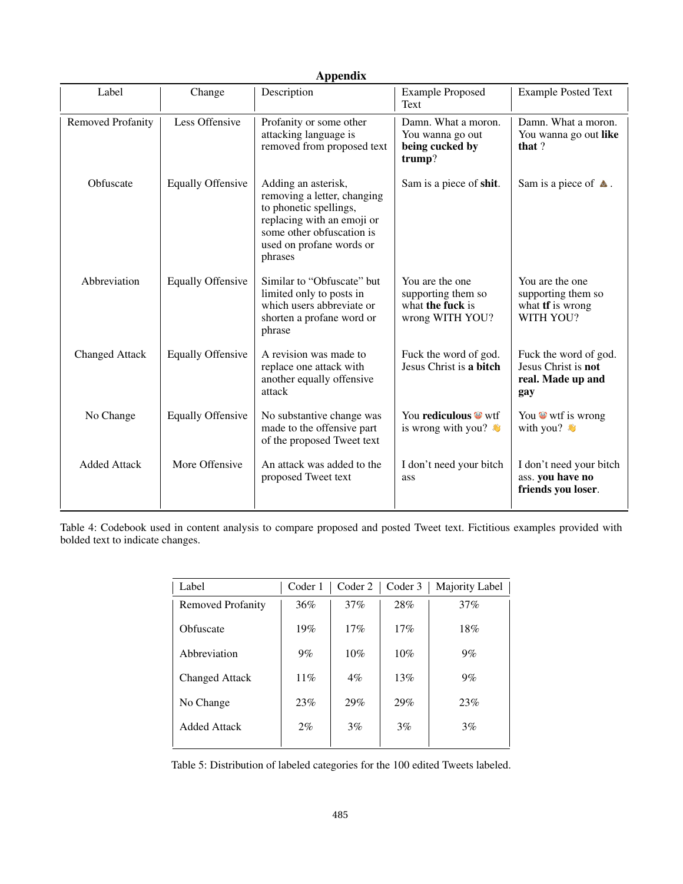## Appendix

| Label | Change | Description | Example Proposed Text | Example Posted Text |
|---|---|---|---|---|
| Removed Profanity | Less Offensive | Profanity or some other attacking language is removed from proposed text | Damn. What a moron. You wanna go out **being cucked by trump**? | Damn. What a moron. You wanna go out **like that** ? |
| Obfuscate | Equally Offensive | Adding an asterisk, removing a letter, changing to phonetic spellings, replacing with an emoji or some other obfuscation is used on profane words or phrases | Sam is a piece of **shit**. | Sam is a piece of 💩 . |
| Abbreviation | Equally Offensive | Similar to "Obfuscate" but limited only to posts in which users abbreviate or shorten a profane word or phrase | You are the one supporting them so what **the fuck** is wrong WITH YOU? | You are the one supporting them so what **tf** is wrong WITH YOU? |
| Changed Attack | Equally Offensive | A revision was made to replace one attack with another equally offensive attack | Fuck the word of god. Jesus Christ is **a bitch** | Fuck the word of god. Jesus Christ is **not real. Made up and gay** |
| No Change | Equally Offensive | No substantive change was made to the offensive part of the proposed Tweet text | You **rediculous** 🤡 wtf is wrong with you? 👋 | You 🤡 wtf is wrong with you? 👋 |
| Added Attack | More Offensive | An attack was added to the proposed Tweet text | I don't need your bitch ass | I don't need your bitch ass. **you have no friends you loser**. |

Table 4: Codebook used in content analysis to compare proposed and posted Tweet text. Fictitious examples provided with bolded text to indicate changes.

| Label | Coder 1 | Coder 2 | Coder 3 | Majority Label |
|---|---|---|---|---|
| Removed Profanity | 36% | 37% | 28% | 37% |
| Obfuscate | 19% | 17% | 17% | 18% |
| Abbreviation | 9% | 10% | 10% | 9% |
| Changed Attack | 11% | 4% | 13% | 9% |
| No Change | 23% | 29% | 29% | 23% |
| Added Attack | 2% | 3% | 3% | 3% |

Table 5: Distribution of labeled categories for the 100 edited Tweets labeled.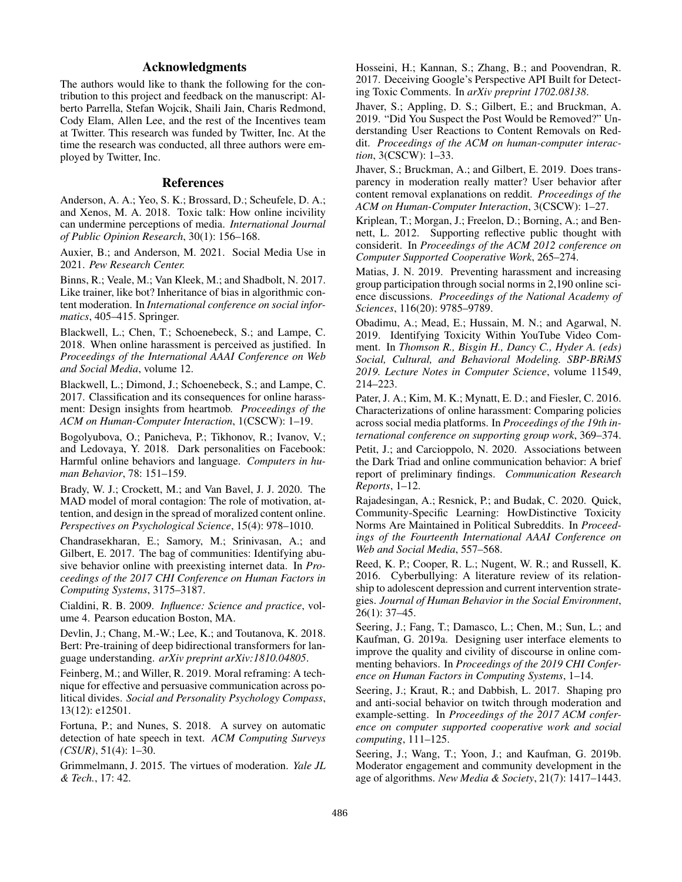## Acknowledgments

The authors would like to thank the following for the contribution to this project and feedback on the manuscript: Alberto Parrella, Stefan Wojcik, Shaili Jain, Charis Redmond, Cody Elam, Allen Lee, and the rest of the Incentives team at Twitter. This research was funded by Twitter, Inc. At the time the research was conducted, all three authors were employed by Twitter, Inc.

## References

Anderson, A. A.; Yeo, S. K.; Brossard, D.; Scheufele, D. A.; and Xenos, M. A. 2018. Toxic talk: How online incivility can undermine perceptions of media. *International Journal of Public Opinion Research*, 30(1): 156–168.

Auxier, B.; and Anderson, M. 2021. Social Media Use in 2021. *Pew Research Center.*

Binns, R.; Veale, M.; Van Kleek, M.; and Shadbolt, N. 2017. Like trainer, like bot? Inheritance of bias in algorithmic content moderation. In *International conference on social informatics*, 405–415. Springer.

Blackwell, L.; Chen, T.; Schoenebeck, S.; and Lampe, C. 2018. When online harassment is perceived as justified. In *Proceedings of the International AAAI Conference on Web and Social Media*, volume 12.

Blackwell, L.; Dimond, J.; Schoenebeck, S.; and Lampe, C. 2017. Classification and its consequences for online harassment: Design insights from heartmob. *Proceedings of the ACM on Human-Computer Interaction*, 1(CSCW): 1–19.

Bogolyubova, O.; Panicheva, P.; Tikhonov, R.; Ivanov, V.; and Ledovaya, Y. 2018. Dark personalities on Facebook: Harmful online behaviors and language. *Computers in human Behavior*, 78: 151–159.

Brady, W. J.; Crockett, M.; and Van Bavel, J. J. 2020. The MAD model of moral contagion: The role of motivation, attention, and design in the spread of moralized content online. *Perspectives on Psychological Science*, 15(4): 978–1010.

Chandrasekharan, E.; Samory, M.; Srinivasan, A.; and Gilbert, E. 2017. The bag of communities: Identifying abusive behavior online with preexisting internet data. In *Proceedings of the 2017 CHI Conference on Human Factors in Computing Systems*, 3175–3187.

Cialdini, R. B. 2009. *Influence: Science and practice*, volume 4. Pearson education Boston, MA.

Devlin, J.; Chang, M.-W.; Lee, K.; and Toutanova, K. 2018. Bert: Pre-training of deep bidirectional transformers for language understanding. *arXiv preprint arXiv:1810.04805*.

Feinberg, M.; and Willer, R. 2019. Moral reframing: A technique for effective and persuasive communication across political divides. *Social and Personality Psychology Compass*, 13(12): e12501.

Fortuna, P.; and Nunes, S. 2018. A survey on automatic detection of hate speech in text. *ACM Computing Surveys (CSUR)*, 51(4): 1–30.

Grimmelmann, J. 2015. The virtues of moderation. *Yale JL & Tech.*, 17: 42.

Hosseini, H.; Kannan, S.; Zhang, B.; and Poovendran, R. 2017. Deceiving Google's Perspective API Built for Detecting Toxic Comments. In *arXiv preprint 1702.08138*.

Jhaver, S.; Appling, D. S.; Gilbert, E.; and Bruckman, A. 2019. "Did You Suspect the Post Would be Removed?" Understanding User Reactions to Content Removals on Reddit. *Proceedings of the ACM on human-computer interaction*, 3(CSCW): 1–33.

Jhaver, S.; Bruckman, A.; and Gilbert, E. 2019. Does transparency in moderation really matter? User behavior after content removal explanations on reddit. *Proceedings of the ACM on Human-Computer Interaction*, 3(CSCW): 1–27.

Kriplean, T.; Morgan, J.; Freelon, D.; Borning, A.; and Bennett, L. 2012. Supporting reflective public thought with considerit. In *Proceedings of the ACM 2012 conference on Computer Supported Cooperative Work*, 265–274.

Matias, J. N. 2019. Preventing harassment and increasing group participation through social norms in 2,190 online science discussions. *Proceedings of the National Academy of Sciences*, 116(20): 9785–9789.

Obadimu, A.; Mead, E.; Hussain, M. N.; and Agarwal, N. 2019. Identifying Toxicity Within YouTube Video Comment. In *Thomson R., Bisgin H., Dancy C., Hyder A. (eds) Social, Cultural, and Behavioral Modeling. SBP-BRiMS 2019. Lecture Notes in Computer Science*, volume 11549, 214–223.

Pater, J. A.; Kim, M. K.; Mynatt, E. D.; and Fiesler, C. 2016. Characterizations of online harassment: Comparing policies across social media platforms. In *Proceedings of the 19th international conference on supporting group work*, 369–374.

Petit, J.; and Carcioppolo, N. 2020. Associations between the Dark Triad and online communication behavior: A brief report of preliminary findings. *Communication Research Reports*, 1–12.

Rajadesingan, A.; Resnick, P.; and Budak, C. 2020. Quick, Community-Specific Learning: HowDistinctive Toxicity Norms Are Maintained in Political Subreddits. In *Proceedings of the Fourteenth International AAAI Conference on Web and Social Media*, 557–568.

Reed, K. P.; Cooper, R. L.; Nugent, W. R.; and Russell, K. 2016. Cyberbullying: A literature review of its relationship to adolescent depression and current intervention strategies. *Journal of Human Behavior in the Social Environment*, 26(1): 37–45.

Seering, J.; Fang, T.; Damasco, L.; Chen, M.; Sun, L.; and Kaufman, G. 2019a. Designing user interface elements to improve the quality and civility of discourse in online commenting behaviors. In *Proceedings of the 2019 CHI Conference on Human Factors in Computing Systems*, 1–14.

Seering, J.; Kraut, R.; and Dabbish, L. 2017. Shaping pro and anti-social behavior on twitch through moderation and example-setting. In *Proceedings of the 2017 ACM conference on computer supported cooperative work and social computing*, 111–125.

Seering, J.; Wang, T.; Yoon, J.; and Kaufman, G. 2019b. Moderator engagement and community development in the age of algorithms. *New Media & Society*, 21(7): 1417–1443.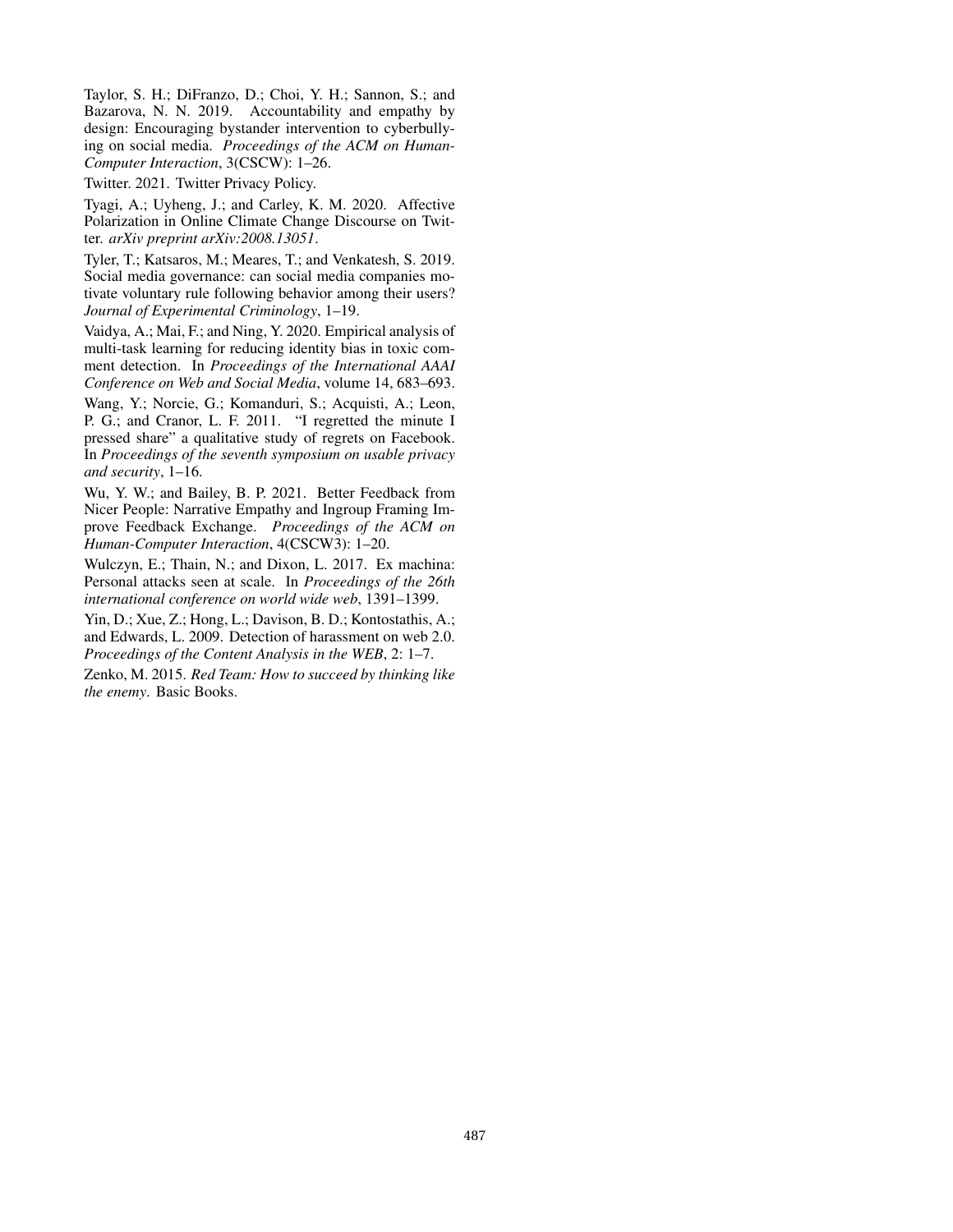Taylor, S. H.; DiFranzo, D.; Choi, Y. H.; Sannon, S.; and Bazarova, N. N. 2019. Accountability and empathy by design: Encouraging bystander intervention to cyberbullying on social media. *Proceedings of the ACM on Human-Computer Interaction*, 3(CSCW): 1–26.

Twitter. 2021. Twitter Privacy Policy.

Tyagi, A.; Uyheng, J.; and Carley, K. M. 2020. Affective Polarization in Online Climate Change Discourse on Twitter. *arXiv preprint arXiv:2008.13051*.

Tyler, T.; Katsaros, M.; Meares, T.; and Venkatesh, S. 2019. Social media governance: can social media companies motivate voluntary rule following behavior among their users? *Journal of Experimental Criminology*, 1–19.

Vaidya, A.; Mai, F.; and Ning, Y. 2020. Empirical analysis of multi-task learning for reducing identity bias in toxic comment detection. In *Proceedings of the International AAAI Conference on Web and Social Media*, volume 14, 683–693.

Wang, Y.; Norcie, G.; Komanduri, S.; Acquisti, A.; Leon, P. G.; and Cranor, L. F. 2011. "I regretted the minute I pressed share" a qualitative study of regrets on Facebook. In *Proceedings of the seventh symposium on usable privacy and security*, 1–16.

Wu, Y. W.; and Bailey, B. P. 2021. Better Feedback from Nicer People: Narrative Empathy and Ingroup Framing Improve Feedback Exchange. *Proceedings of the ACM on Human-Computer Interaction*, 4(CSCW3): 1–20.

Wulczyn, E.; Thain, N.; and Dixon, L. 2017. Ex machina: Personal attacks seen at scale. In *Proceedings of the 26th international conference on world wide web*, 1391–1399.

Yin, D.; Xue, Z.; Hong, L.; Davison, B. D.; Kontostathis, A.; and Edwards, L. 2009. Detection of harassment on web 2.0. *Proceedings of the Content Analysis in the WEB*, 2: 1–7.

Zenko, M. 2015. *Red Team: How to succeed by thinking like the enemy*. Basic Books.